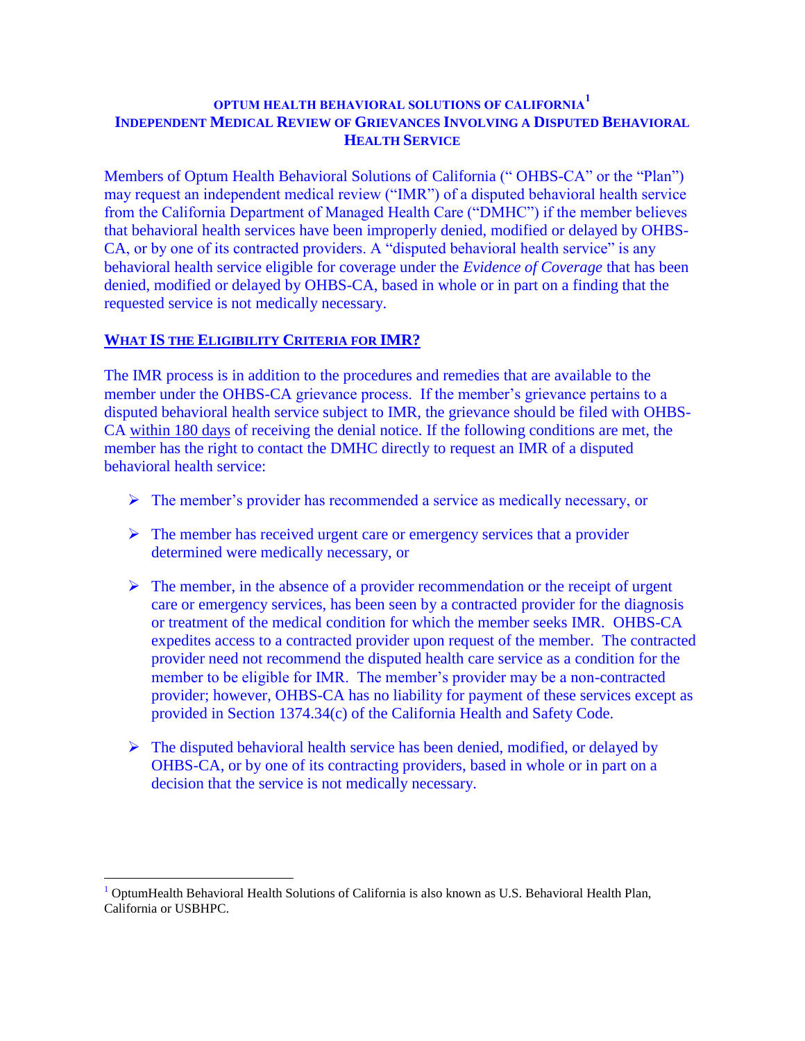# OPTUM HEALTH BEHAVIORAL SOLUTIONS OF CALIFORNIA[1]
# INDEPENDENT MEDICAL REVIEW OF GRIEVANCES INVOLVING A DISPUTED BEHAVIORAL HEALTH SERVICE

Members of Optum Health Behavioral Solutions of California (" OHBS-CA" or the "Plan") may request an independent medical review ("IMR") of a disputed behavioral health service from the California Department of Managed Health Care ("DMHC") if the member believes that behavioral health services have been improperly denied, modified or delayed by OHBS-CA, or by one of its contracted providers. A "disputed behavioral health service" is any behavioral health service eligible for coverage under the *Evidence of Coverage* that has been denied, modified or delayed by OHBS-CA, based in whole or in part on a finding that the requested service is not medically necessary.

## WHAT IS THE ELIGIBILITY CRITERIA FOR IMR?

The IMR process is in addition to the procedures and remedies that are available to the member under the OHBS-CA grievance process. If the member's grievance pertains to a disputed behavioral health service subject to IMR, the grievance should be filed with OHBS-CA within 180 days of receiving the denial notice. If the following conditions are met, the member has the right to contact the DMHC directly to request an IMR of a disputed behavioral health service:

- The member's provider has recommended a service as medically necessary, or
- The member has received urgent care or emergency services that a provider determined were medically necessary, or
- The member, in the absence of a provider recommendation or the receipt of urgent care or emergency services, has been seen by a contracted provider for the diagnosis or treatment of the medical condition for which the member seeks IMR. OHBS-CA expedites access to a contracted provider upon request of the member. The contracted provider need not recommend the disputed health care service as a condition for the member to be eligible for IMR. The member's provider may be a non-contracted provider; however, OHBS-CA has no liability for payment of these services except as provided in Section 1374.34(c) of the California Health and Safety Code.
- The disputed behavioral health service has been denied, modified, or delayed by OHBS-CA, or by one of its contracting providers, based in whole or in part on a decision that the service is not medically necessary.

---

[1] OptumHealth Behavioral Health Solutions of California is also known as U.S. Behavioral Health Plan, California or USBHPC.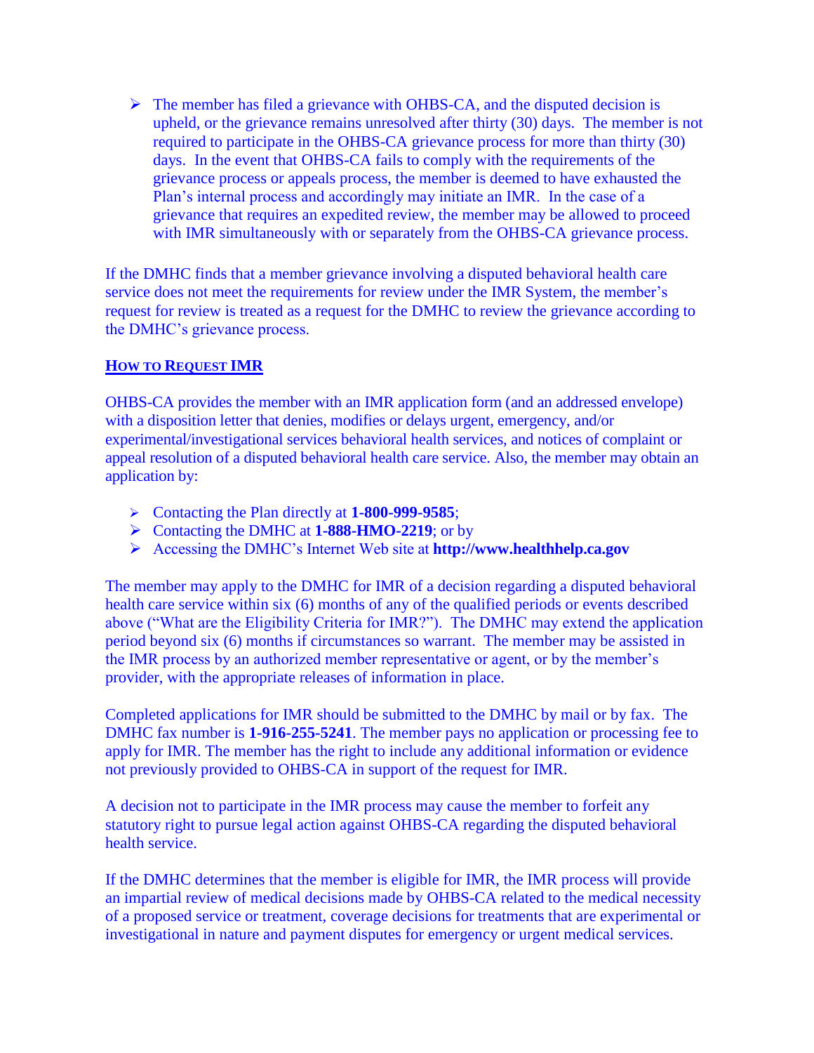- The member has filed a grievance with OHBS-CA, and the disputed decision is upheld, or the grievance remains unresolved after thirty (30) days. The member is not required to participate in the OHBS-CA grievance process for more than thirty (30) days. In the event that OHBS-CA fails to comply with the requirements of the grievance process or appeals process, the member is deemed to have exhausted the Plan's internal process and accordingly may initiate an IMR. In the case of a grievance that requires an expedited review, the member may be allowed to proceed with IMR simultaneously with or separately from the OHBS-CA grievance process.

If the DMHC finds that a member grievance involving a disputed behavioral health care service does not meet the requirements for review under the IMR System, the member's request for review is treated as a request for the DMHC to review the grievance according to the DMHC's grievance process.

## How to Request IMR

OHBS-CA provides the member with an IMR application form (and an addressed envelope) with a disposition letter that denies, modifies or delays urgent, emergency, and/or experimental/investigational services behavioral health services, and notices of complaint or appeal resolution of a disputed behavioral health care service. Also, the member may obtain an application by:

- Contacting the Plan directly at **1-800-999-9585**;
- Contacting the DMHC at **1-888-HMO-2219**; or by
- Accessing the DMHC's Internet Web site at **http://www.healthhelp.ca.gov**

The member may apply to the DMHC for IMR of a decision regarding a disputed behavioral health care service within six (6) months of any of the qualified periods or events described above ("What are the Eligibility Criteria for IMR?"). The DMHC may extend the application period beyond six (6) months if circumstances so warrant. The member may be assisted in the IMR process by an authorized member representative or agent, or by the member's provider, with the appropriate releases of information in place.

Completed applications for IMR should be submitted to the DMHC by mail or by fax. The DMHC fax number is **1-916-255-5241**. The member pays no application or processing fee to apply for IMR. The member has the right to include any additional information or evidence not previously provided to OHBS-CA in support of the request for IMR.

A decision not to participate in the IMR process may cause the member to forfeit any statutory right to pursue legal action against OHBS-CA regarding the disputed behavioral health service.

If the DMHC determines that the member is eligible for IMR, the IMR process will provide an impartial review of medical decisions made by OHBS-CA related to the medical necessity of a proposed service or treatment, coverage decisions for treatments that are experimental or investigational in nature and payment disputes for emergency or urgent medical services.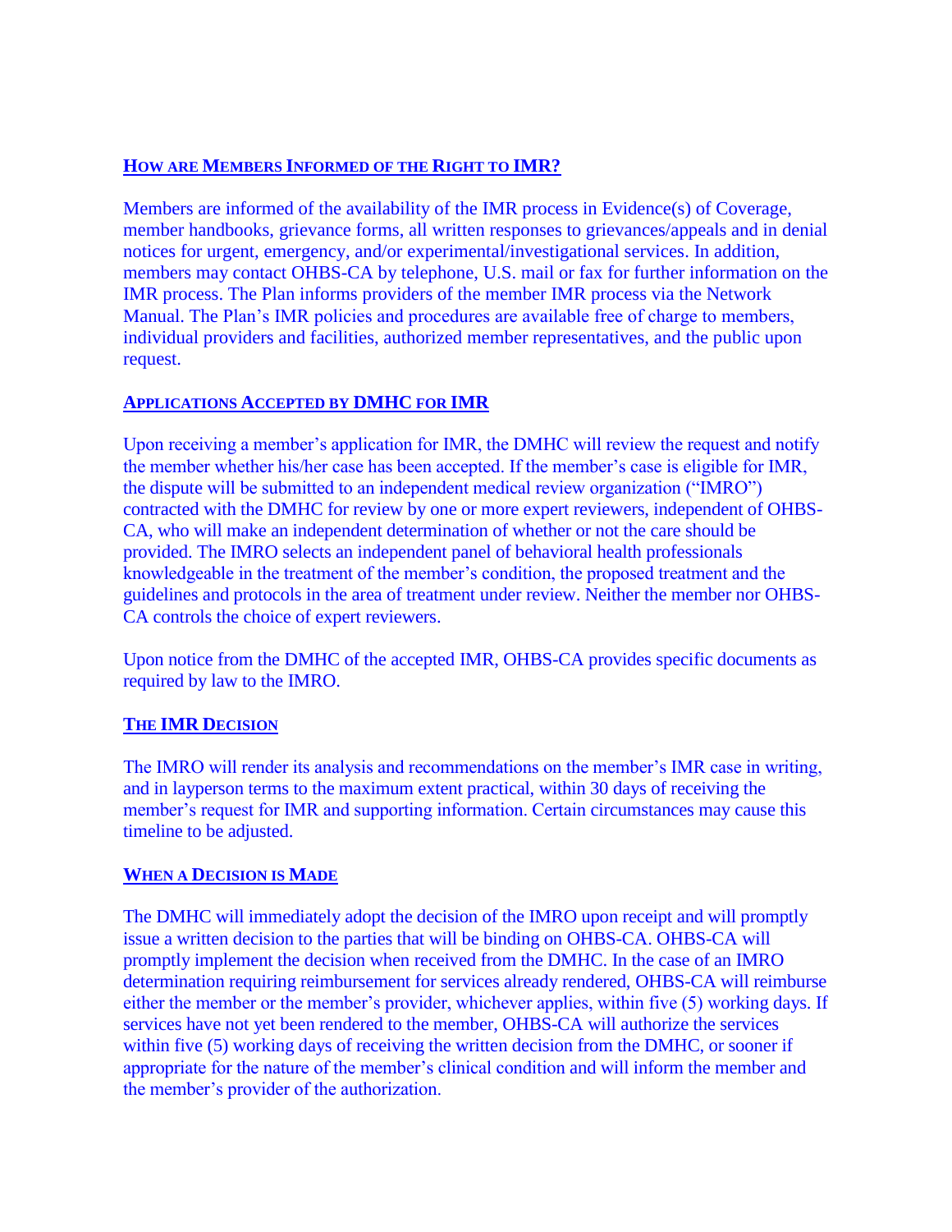## How are Members Informed of the Right to IMR?

Members are informed of the availability of the IMR process in Evidence(s) of Coverage, member handbooks, grievance forms, all written responses to grievances/appeals and in denial notices for urgent, emergency, and/or experimental/investigational services. In addition, members may contact OHBS-CA by telephone, U.S. mail or fax for further information on the IMR process. The Plan informs providers of the member IMR process via the Network Manual. The Plan's IMR policies and procedures are available free of charge to members, individual providers and facilities, authorized member representatives, and the public upon request.

## Applications Accepted by DMHC for IMR

Upon receiving a member's application for IMR, the DMHC will review the request and notify the member whether his/her case has been accepted. If the member's case is eligible for IMR, the dispute will be submitted to an independent medical review organization ("IMRO") contracted with the DMHC for review by one or more expert reviewers, independent of OHBS-CA, who will make an independent determination of whether or not the care should be provided. The IMRO selects an independent panel of behavioral health professionals knowledgeable in the treatment of the member's condition, the proposed treatment and the guidelines and protocols in the area of treatment under review. Neither the member nor OHBS-CA controls the choice of expert reviewers.

Upon notice from the DMHC of the accepted IMR, OHBS-CA provides specific documents as required by law to the IMRO.

## The IMR Decision

The IMRO will render its analysis and recommendations on the member's IMR case in writing, and in layperson terms to the maximum extent practical, within 30 days of receiving the member's request for IMR and supporting information. Certain circumstances may cause this timeline to be adjusted.

## When a Decision is Made

The DMHC will immediately adopt the decision of the IMRO upon receipt and will promptly issue a written decision to the parties that will be binding on OHBS-CA. OHBS-CA will promptly implement the decision when received from the DMHC. In the case of an IMRO determination requiring reimbursement for services already rendered, OHBS-CA will reimburse either the member or the member's provider, whichever applies, within five (5) working days. If services have not yet been rendered to the member, OHBS-CA will authorize the services within five (5) working days of receiving the written decision from the DMHC, or sooner if appropriate for the nature of the member's clinical condition and will inform the member and the member's provider of the authorization.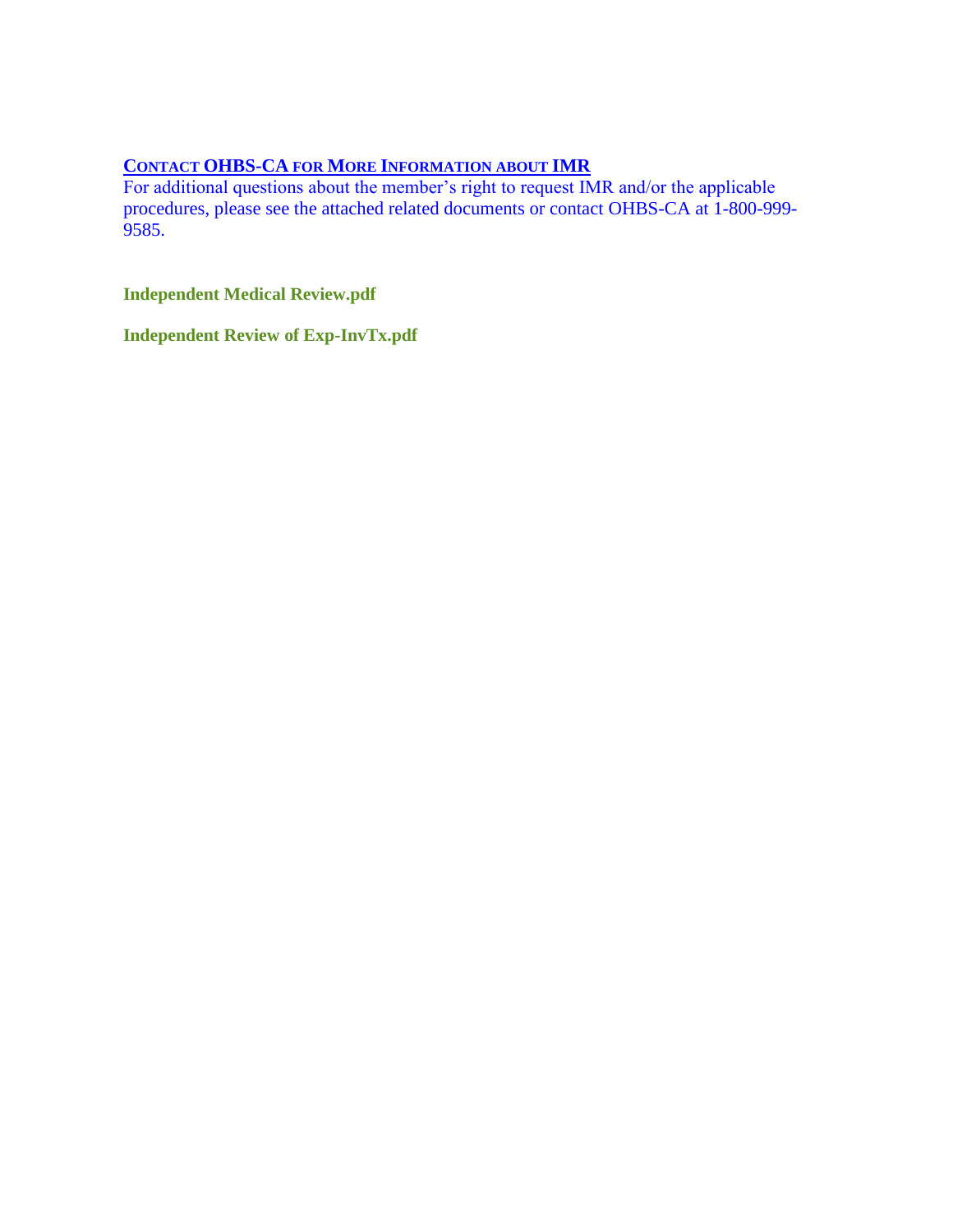## **CONTACT OHBS-CA FOR MORE INFORMATION ABOUT IMR**

For additional questions about the member's right to request IMR and/or the applicable procedures, please see the attached related documents or contact OHBS-CA at 1-800-999-9585.

**Independent Medical Review.pdf**

**Independent Review of Exp-InvTx.pdf**